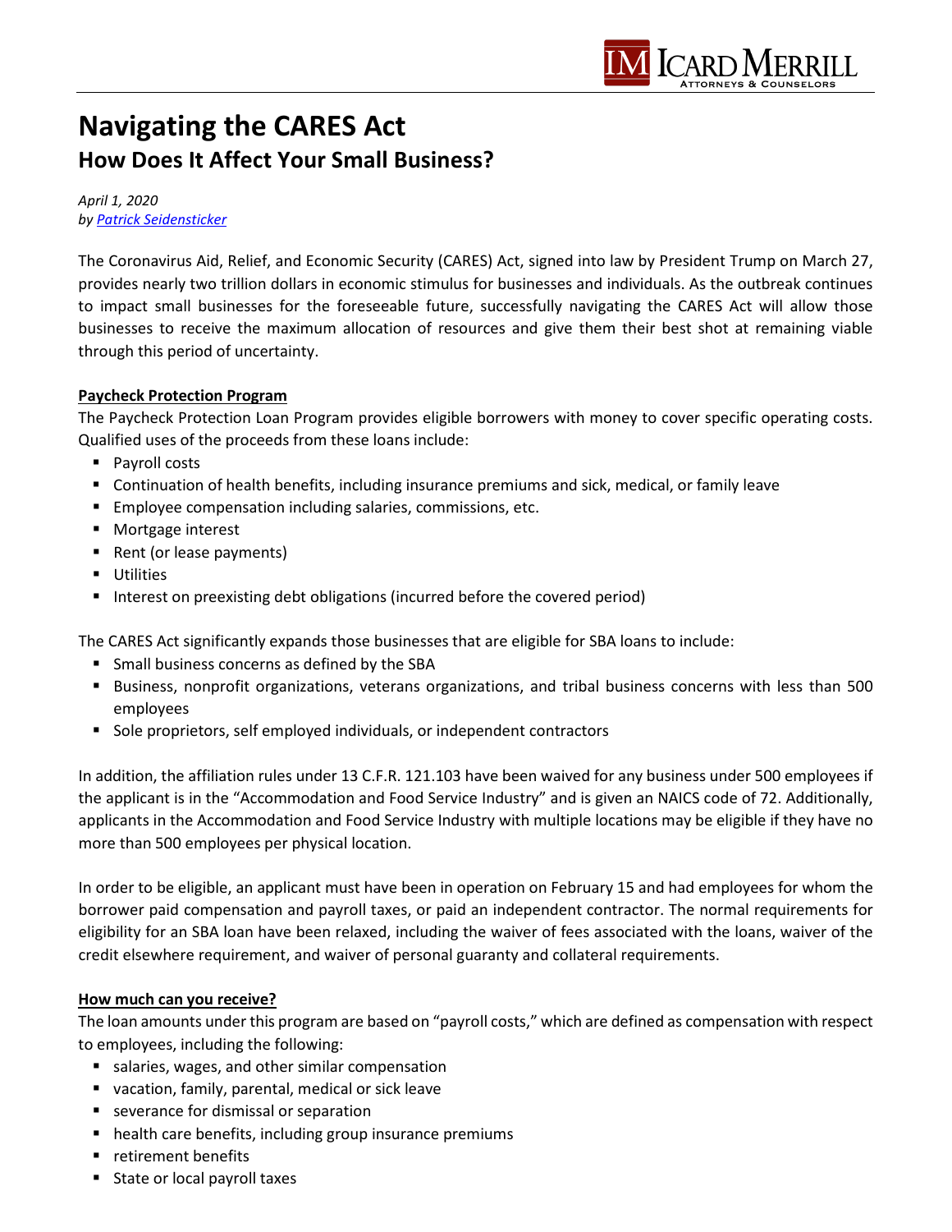# Navigating the CARES Act

## How Does It Affect Your Small Business?

*April 1, 2020*
*by [Patrick Seidensticker]*

The Coronavirus Aid, Relief, and Economic Security (CARES) Act, signed into law by President Trump on March 27, provides nearly two trillion dollars in economic stimulus for businesses and individuals. As the outbreak continues to impact small businesses for the foreseeable future, successfully navigating the CARES Act will allow those businesses to receive the maximum allocation of resources and give them their best shot at remaining viable through this period of uncertainty.

**Paycheck Protection Program**

The Paycheck Protection Loan Program provides eligible borrowers with money to cover specific operating costs. Qualified uses of the proceeds from these loans include:

- Payroll costs
- Continuation of health benefits, including insurance premiums and sick, medical, or family leave
- Employee compensation including salaries, commissions, etc.
- Mortgage interest
- Rent (or lease payments)
- Utilities
- Interest on preexisting debt obligations (incurred before the covered period)

The CARES Act significantly expands those businesses that are eligible for SBA loans to include:

- Small business concerns as defined by the SBA
- Business, nonprofit organizations, veterans organizations, and tribal business concerns with less than 500 employees
- Sole proprietors, self employed individuals, or independent contractors

In addition, the affiliation rules under 13 C.F.R. 121.103 have been waived for any business under 500 employees if the applicant is in the "Accommodation and Food Service Industry" and is given an NAICS code of 72. Additionally, applicants in the Accommodation and Food Service Industry with multiple locations may be eligible if they have no more than 500 employees per physical location.

In order to be eligible, an applicant must have been in operation on February 15 and had employees for whom the borrower paid compensation and payroll taxes, or paid an independent contractor. The normal requirements for eligibility for an SBA loan have been relaxed, including the waiver of fees associated with the loans, waiver of the credit elsewhere requirement, and waiver of personal guaranty and collateral requirements.

**How much can you receive?**

The loan amounts under this program are based on "payroll costs," which are defined as compensation with respect to employees, including the following:

- salaries, wages, and other similar compensation
- vacation, family, parental, medical or sick leave
- severance for dismissal or separation
- health care benefits, including group insurance premiums
- retirement benefits
- State or local payroll taxes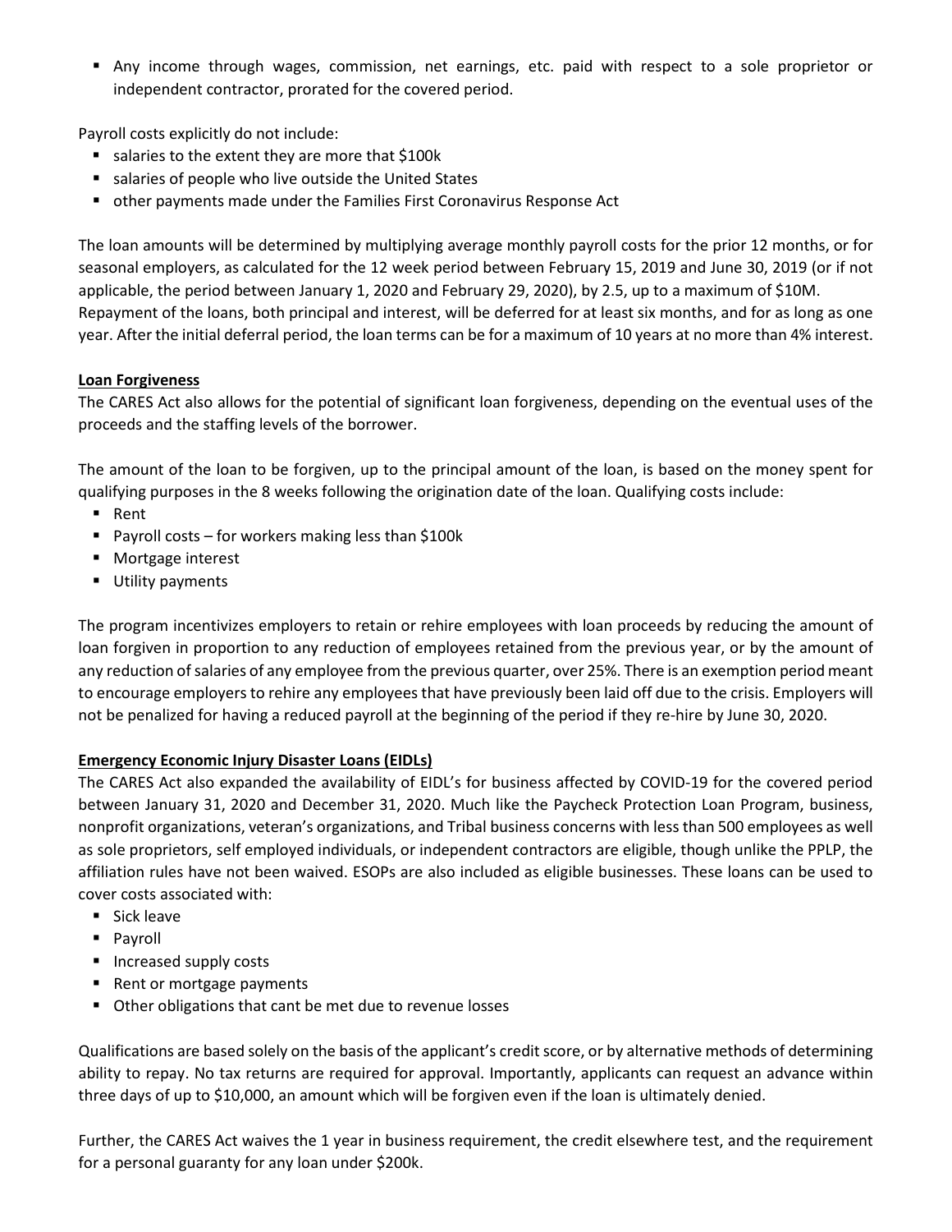- Any income through wages, commission, net earnings, etc. paid with respect to a sole proprietor or independent contractor, prorated for the covered period.

Payroll costs explicitly do not include:

- salaries to the extent they are more that $100k
- salaries of people who live outside the United States
- other payments made under the Families First Coronavirus Response Act

The loan amounts will be determined by multiplying average monthly payroll costs for the prior 12 months, or for seasonal employers, as calculated for the 12 week period between February 15, 2019 and June 30, 2019 (or if not applicable, the period between January 1, 2020 and February 29, 2020), by 2.5, up to a maximum of $10M. Repayment of the loans, both principal and interest, will be deferred for at least six months, and for as long as one year. After the initial deferral period, the loan terms can be for a maximum of 10 years at no more than 4% interest.

**Loan Forgiveness**

The CARES Act also allows for the potential of significant loan forgiveness, depending on the eventual uses of the proceeds and the staffing levels of the borrower.

The amount of the loan to be forgiven, up to the principal amount of the loan, is based on the money spent for qualifying purposes in the 8 weeks following the origination date of the loan. Qualifying costs include:

- Rent
- Payroll costs – for workers making less than $100k
- Mortgage interest
- Utility payments

The program incentivizes employers to retain or rehire employees with loan proceeds by reducing the amount of loan forgiven in proportion to any reduction of employees retained from the previous year, or by the amount of any reduction of salaries of any employee from the previous quarter, over 25%. There is an exemption period meant to encourage employers to rehire any employees that have previously been laid off due to the crisis. Employers will not be penalized for having a reduced payroll at the beginning of the period if they re-hire by June 30, 2020.

**Emergency Economic Injury Disaster Loans (EIDLs)**

The CARES Act also expanded the availability of EIDL's for business affected by COVID-19 for the covered period between January 31, 2020 and December 31, 2020. Much like the Paycheck Protection Loan Program, business, nonprofit organizations, veteran's organizations, and Tribal business concerns with less than 500 employees as well as sole proprietors, self employed individuals, or independent contractors are eligible, though unlike the PPLP, the affiliation rules have not been waived. ESOPs are also included as eligible businesses. These loans can be used to cover costs associated with:

- Sick leave
- Payroll
- Increased supply costs
- Rent or mortgage payments
- Other obligations that cant be met due to revenue losses

Qualifications are based solely on the basis of the applicant's credit score, or by alternative methods of determining ability to repay. No tax returns are required for approval. Importantly, applicants can request an advance within three days of up to $10,000, an amount which will be forgiven even if the loan is ultimately denied.

Further, the CARES Act waives the 1 year in business requirement, the credit elsewhere test, and the requirement for a personal guaranty for any loan under $200k.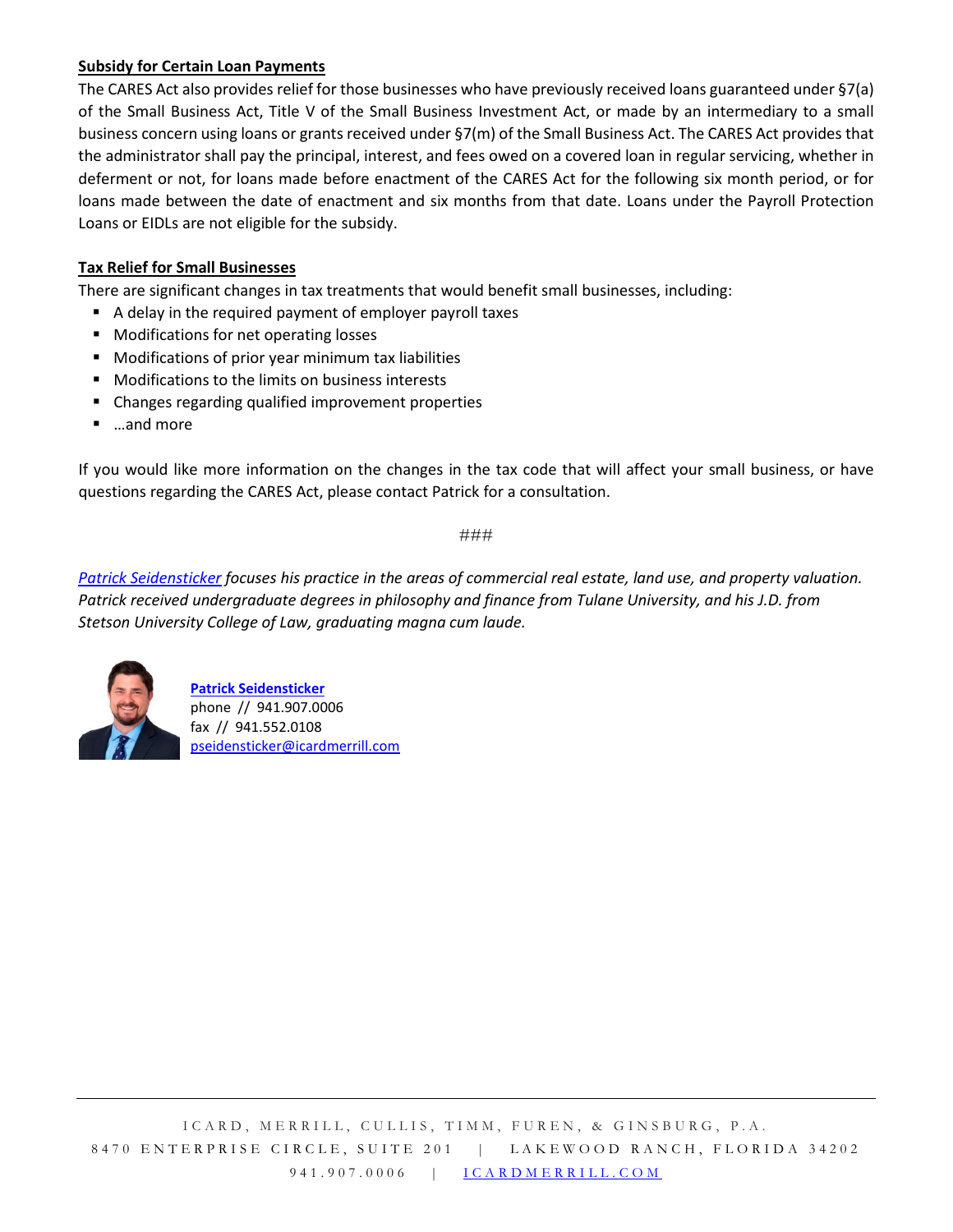**Subsidy for Certain Loan Payments**

The CARES Act also provides relief for those businesses who have previously received loans guaranteed under §7(a) of the Small Business Act, Title V of the Small Business Investment Act, or made by an intermediary to a small business concern using loans or grants received under §7(m) of the Small Business Act. The CARES Act provides that the administrator shall pay the principal, interest, and fees owed on a covered loan in regular servicing, whether in deferment or not, for loans made before enactment of the CARES Act for the following six month period, or for loans made between the date of enactment and six months from that date. Loans under the Payroll Protection Loans or EIDLs are not eligible for the subsidy.

**Tax Relief for Small Businesses**

There are significant changes in tax treatments that would benefit small businesses, including:

- A delay in the required payment of employer payroll taxes
- Modifications for net operating losses
- Modifications of prior year minimum tax liabilities
- Modifications to the limits on business interests
- Changes regarding qualified improvement properties
- …and more

If you would like more information on the changes in the tax code that will affect your small business, or have questions regarding the CARES Act, please contact Patrick for a consultation.

###

*Patrick Seidensticker focuses his practice in the areas of commercial real estate, land use, and property valuation. Patrick received undergraduate degrees in philosophy and finance from Tulane University, and his J.D. from Stetson University College of Law, graduating magna cum laude.*

**Patrick Seidensticker**
phone // 941.907.0006
fax // 941.552.0108
pseidensticker@icardmerrill.com

ICARD, MERRILL, CULLIS, TIMM, FUREN, & GINSBURG, P.A.
8470 ENTERPRISE CIRCLE, SUITE 201 | LAKEWOOD RANCH, FLORIDA 34202
941.907.0006 | ICARDMERRILL.COM